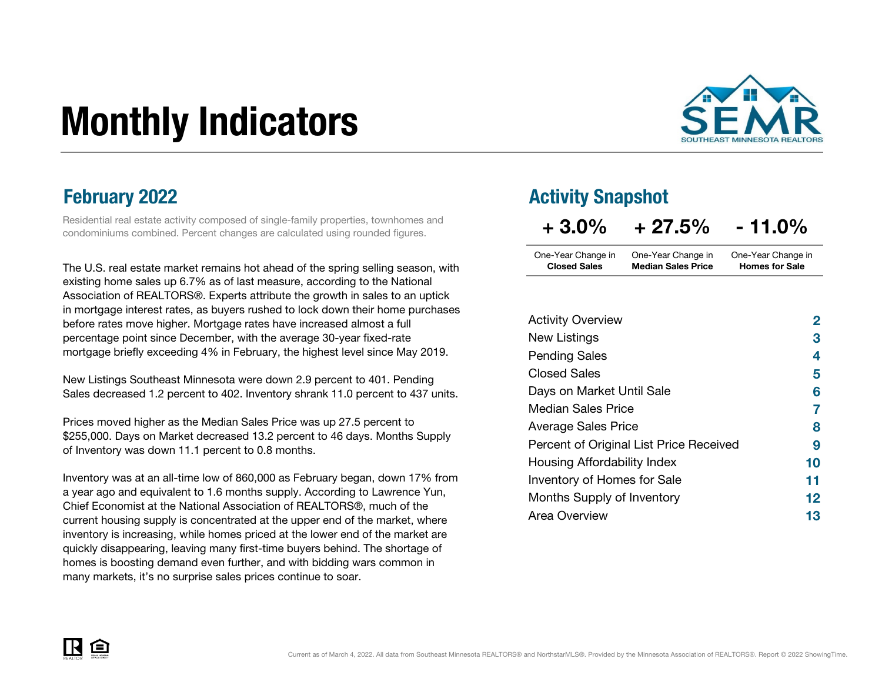# Monthly Indicators

SEMR
SOUTHEAST MINNESOTA REALTORS

## February 2022

Residential real estate activity composed of single-family properties, townhomes and condominiums combined. Percent changes are calculated using rounded figures.

The U.S. real estate market remains hot ahead of the spring selling season, with existing home sales up 6.7% as of last measure, according to the National Association of REALTORS®. Experts attribute the growth in sales to an uptick in mortgage interest rates, as buyers rushed to lock down their home purchases before rates move higher. Mortgage rates have increased almost a full percentage point since December, with the average 30-year fixed-rate mortgage briefly exceeding 4% in February, the highest level since May 2019.

New Listings Southeast Minnesota were down 2.9 percent to 401. Pending Sales decreased 1.2 percent to 402. Inventory shrank 11.0 percent to 437 units.

Prices moved higher as the Median Sales Price was up 27.5 percent to $255,000. Days on Market decreased 13.2 percent to 46 days. Months Supply of Inventory was down 11.1 percent to 0.8 months.

Inventory was at an all-time low of 860,000 as February began, down 17% from a year ago and equivalent to 1.6 months supply. According to Lawrence Yun, Chief Economist at the National Association of REALTORS®, much of the current housing supply is concentrated at the upper end of the market, where inventory is increasing, while homes priced at the lower end of the market are quickly disappearing, leaving many first-time buyers behind. The shortage of homes is boosting demand even further, and with bidding wars common in many markets, it's no surprise sales prices continue to soar.

## Activity Snapshot

| + 3.0% | + 27.5% | - 11.0% |
|---|---|---|
| One-Year Change in **Closed Sales** | One-Year Change in **Median Sales Price** | One-Year Change in **Homes for Sale** |

| | |
|---|---|
| Activity Overview | 2 |
| New Listings | 3 |
| Pending Sales | 4 |
| Closed Sales | 5 |
| Days on Market Until Sale | 6 |
| Median Sales Price | 7 |
| Average Sales Price | 8 |
| Percent of Original List Price Received | 9 |
| Housing Affordability Index | 10 |
| Inventory of Homes for Sale | 11 |
| Months Supply of Inventory | 12 |
| Area Overview | 13 |

Current as of March 4, 2022. All data from Southeast Minnesota REALTORS® and NorthstarMLS®. Provided by the Minnesota Association of REALTORS®. Report © 2022 ShowingTime.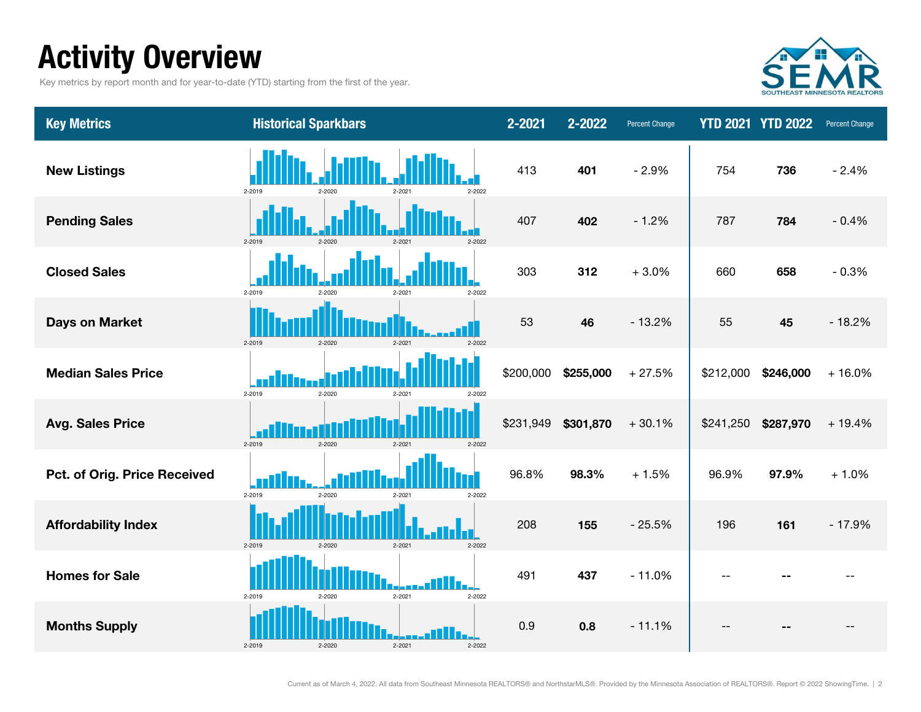# Activity Overview

Key metrics by report month and for year-to-date (YTD) starting from the first of the year.

| Key Metrics | Historical Sparkbars | 2-2021 | 2-2022 | Percent Change | YTD 2021 | YTD 2022 | Percent Change |
|---|---|---|---|---|---|---|---|
| New Listings | 2-2019 2-2020 2-2021 2-2022 | 413 | **401** | - 2.9% | 754 | **736** | - 2.4% |
| Pending Sales | 2-2019 2-2020 2-2021 2-2022 | 407 | **402** | - 1.2% | 787 | **784** | - 0.4% |
| Closed Sales | 2-2019 2-2020 2-2021 2-2022 | 303 | **312** | + 3.0% | 660 | **658** | - 0.3% |
| Days on Market | 2-2019 2-2020 2-2021 2-2022 | 53 | **46** | - 13.2% | 55 | **45** | - 18.2% |
| Median Sales Price | 2-2019 2-2020 2-2021 2-2022 | $200,000 | **$255,000** | + 27.5% | $212,000 | **$246,000** | + 16.0% |
| Avg. Sales Price | 2-2019 2-2020 2-2021 2-2022 | $231,949 | **$301,870** | + 30.1% | $241,250 | **$287,970** | + 19.4% |
| Pct. of Orig. Price Received | 2-2019 2-2020 2-2021 2-2022 | 96.8% | **98.3%** | + 1.5% | 96.9% | **97.9%** | + 1.0% |
| Affordability Index | 2-2019 2-2020 2-2021 2-2022 | 208 | **155** | - 25.5% | 196 | **161** | - 17.9% |
| Homes for Sale | 2-2019 2-2020 2-2021 2-2022 | 491 | **437** | - 11.0% | -- | **--** | -- |
| Months Supply | 2-2019 2-2020 2-2021 2-2022 | 0.9 | **0.8** | - 11.1% | -- | **--** | -- |

Current as of March 4, 2022. All data from Southeast Minnesota REALTORS® and NorthstarMLS®. Provided by the Minnesota Association of REALTORS®. Report © 2022 ShowingTime.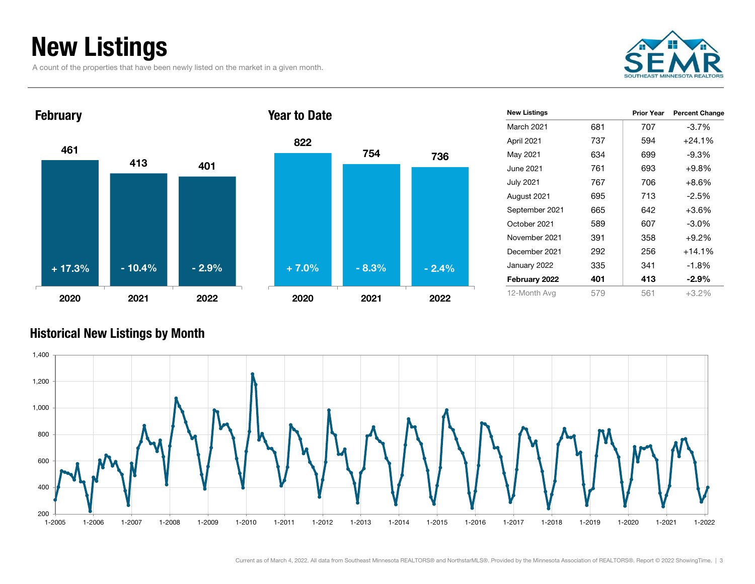# New Listings

A count of the properties that have been newly listed on the market in a given month.

## February

| Year | New Listings | Change |
| --- | --- | --- |
| 2020 | 461 | + 17.3% |
| 2021 | 413 | - 10.4% |
| 2022 | 401 | - 2.9% |

## Year to Date

| Year | New Listings | Change |
| --- | --- | --- |
| 2020 | 822 | + 7.0% |
| 2021 | 754 | - 8.3% |
| 2022 | 736 | - 2.4% |

| New Listings | | Prior Year | Percent Change |
| --- | --- | --- | --- |
| March 2021 | 681 | 707 | -3.7% |
| April 2021 | 737 | 594 | +24.1% |
| May 2021 | 634 | 699 | -9.3% |
| June 2021 | 761 | 693 | +9.8% |
| July 2021 | 767 | 706 | +8.6% |
| August 2021 | 695 | 713 | -2.5% |
| September 2021 | 665 | 642 | +3.6% |
| October 2021 | 589 | 607 | -3.0% |
| November 2021 | 391 | 358 | +9.2% |
| December 2021 | 292 | 256 | +14.1% |
| January 2022 | 335 | 341 | -1.8% |
| **February 2022** | **401** | **413** | **-2.9%** |
| 12-Month Avg | 579 | 561 | +3.2% |

## Historical New Listings by Month

Current as of March 4, 2022. All data from Southeast Minnesota REALTORS® and NorthstarMLS®. Provided by the Minnesota Association of REALTORS®. Report © 2022 ShowingTime.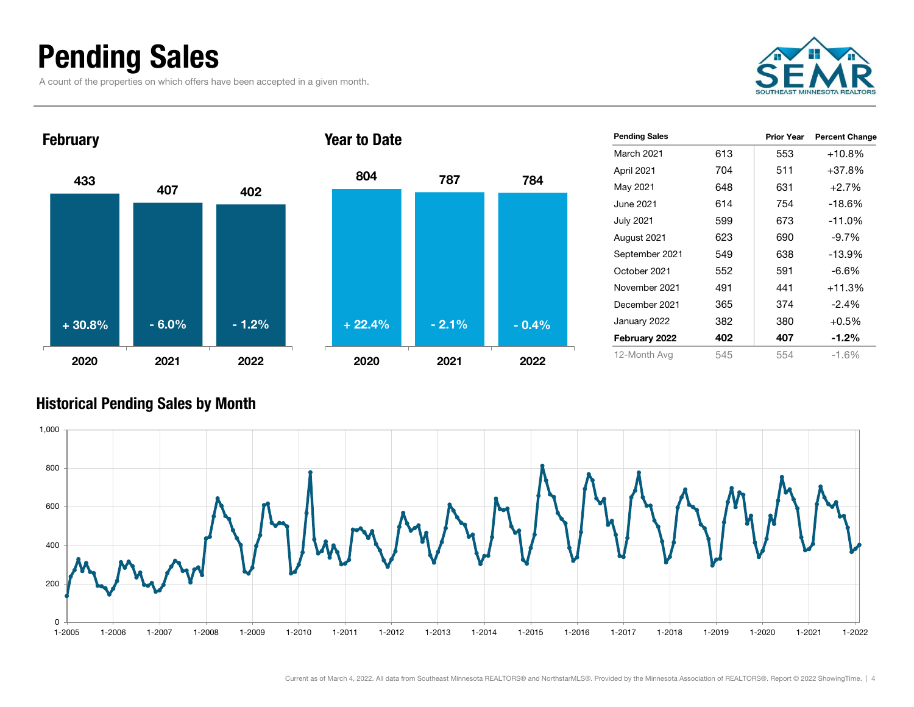# Pending Sales

A count of the properties on which offers have been accepted in a given month.

## February

| | 2020 | 2021 | 2022 |
|---|---|---|---|
| Pending Sales | 433 | 407 | 402 |
| Change | + 30.8% | - 6.0% | - 1.2% |

## Year to Date

| | 2020 | 2021 | 2022 |
|---|---|---|---|
| Pending Sales | 804 | 787 | 784 |
| Change | + 22.4% | - 2.1% | - 0.4% |

| Pending Sales | | Prior Year | Percent Change |
|---|---|---|---|
| March 2021 | 613 | 553 | +10.8% |
| April 2021 | 704 | 511 | +37.8% |
| May 2021 | 648 | 631 | +2.7% |
| June 2021 | 614 | 754 | -18.6% |
| July 2021 | 599 | 673 | -11.0% |
| August 2021 | 623 | 690 | -9.7% |
| September 2021 | 549 | 638 | -13.9% |
| October 2021 | 552 | 591 | -6.6% |
| November 2021 | 491 | 441 | +11.3% |
| December 2021 | 365 | 374 | -2.4% |
| January 2022 | 382 | 380 | +0.5% |
| **February 2022** | **402** | **407** | **-1.2%** |
| 12-Month Avg | 545 | 554 | -1.6% |

## Historical Pending Sales by Month

Current as of March 4, 2022. All data from Southeast Minnesota REALTORS® and NorthstarMLS®. Provided by the Minnesota Association of REALTORS®. Report © 2022 ShowingTime.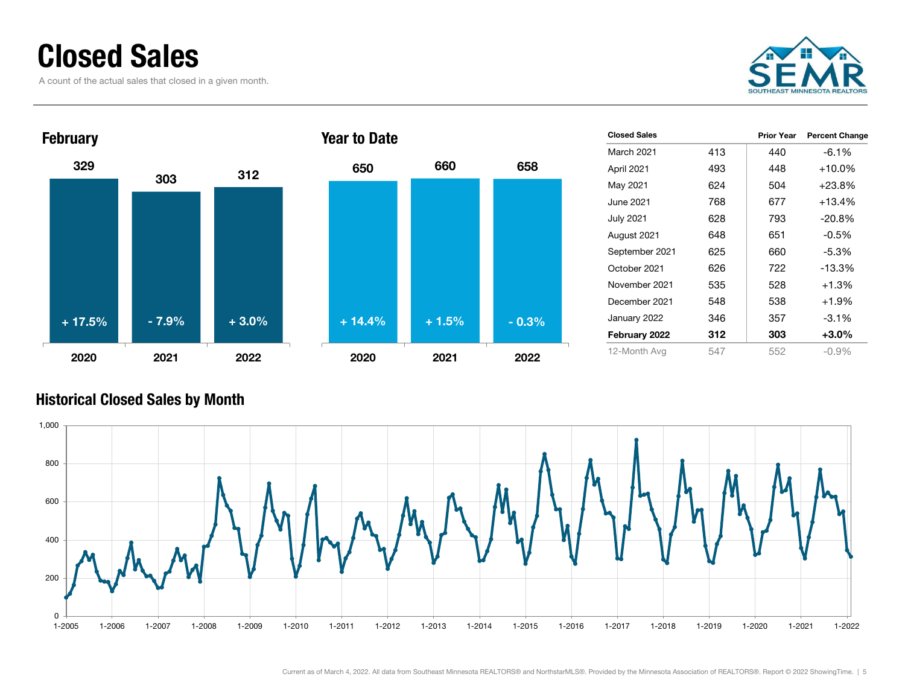# Closed Sales

A count of the actual sales that closed in a given month.

## February

| Year | Closed Sales | Change |
|---|---|---|
| 2020 | 329 | + 17.5% |
| 2021 | 303 | - 7.9% |
| 2022 | 312 | + 3.0% |

## Year to Date

| Year | Closed Sales | Change |
|---|---|---|
| 2020 | 650 | + 14.4% |
| 2021 | 660 | + 1.5% |
| 2022 | 658 | - 0.3% |

| Closed Sales | | Prior Year | Percent Change |
|---|---|---|---|
| March 2021 | 413 | 440 | -6.1% |
| April 2021 | 493 | 448 | +10.0% |
| May 2021 | 624 | 504 | +23.8% |
| June 2021 | 768 | 677 | +13.4% |
| July 2021 | 628 | 793 | -20.8% |
| August 2021 | 648 | 651 | -0.5% |
| September 2021 | 625 | 660 | -5.3% |
| October 2021 | 626 | 722 | -13.3% |
| November 2021 | 535 | 528 | +1.3% |
| December 2021 | 548 | 538 | +1.9% |
| January 2022 | 346 | 357 | -3.1% |
| **February 2022** | **312** | **303** | **+3.0%** |
| 12-Month Avg | 547 | 552 | -0.9% |

## Historical Closed Sales by Month

Current as of March 4, 2022. All data from Southeast Minnesota REALTORS® and NorthstarMLS®. Provided by the Minnesota Association of REALTORS®. Report © 2022 ShowingTime.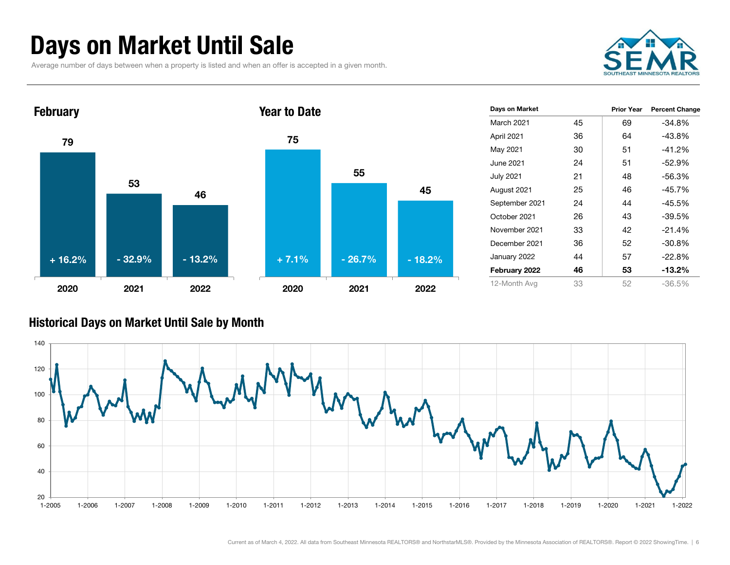# Days on Market Until Sale

Average number of days between when a property is listed and when an offer is accepted in a given month.

### February

| Year | Days | Change |
| --- | --- | --- |
| 2020 | 79 | + 16.2% |
| 2021 | 53 | - 32.9% |
| 2022 | 46 | - 13.2% |

### Year to Date

| Year | Days | Change |
| --- | --- | --- |
| 2020 | 75 | + 7.1% |
| 2021 | 55 | - 26.7% |
| 2022 | 45 | - 18.2% |

| Days on Market | | Prior Year | Percent Change |
| --- | --- | --- | --- |
| March 2021 | 45 | 69 | -34.8% |
| April 2021 | 36 | 64 | -43.8% |
| May 2021 | 30 | 51 | -41.2% |
| June 2021 | 24 | 51 | -52.9% |
| July 2021 | 21 | 48 | -56.3% |
| August 2021 | 25 | 46 | -45.7% |
| September 2021 | 24 | 44 | -45.5% |
| October 2021 | 26 | 43 | -39.5% |
| November 2021 | 33 | 42 | -21.4% |
| December 2021 | 36 | 52 | -30.8% |
| January 2022 | 44 | 57 | -22.8% |
| **February 2022** | **46** | **53** | **-13.2%** |
| 12-Month Avg | 33 | 52 | -36.5% |

### Historical Days on Market Until Sale by Month

Current as of March 4, 2022. All data from Southeast Minnesota REALTORS® and NorthstarMLS®. Provided by the Minnesota Association of REALTORS®. Report © 2022 ShowingTime.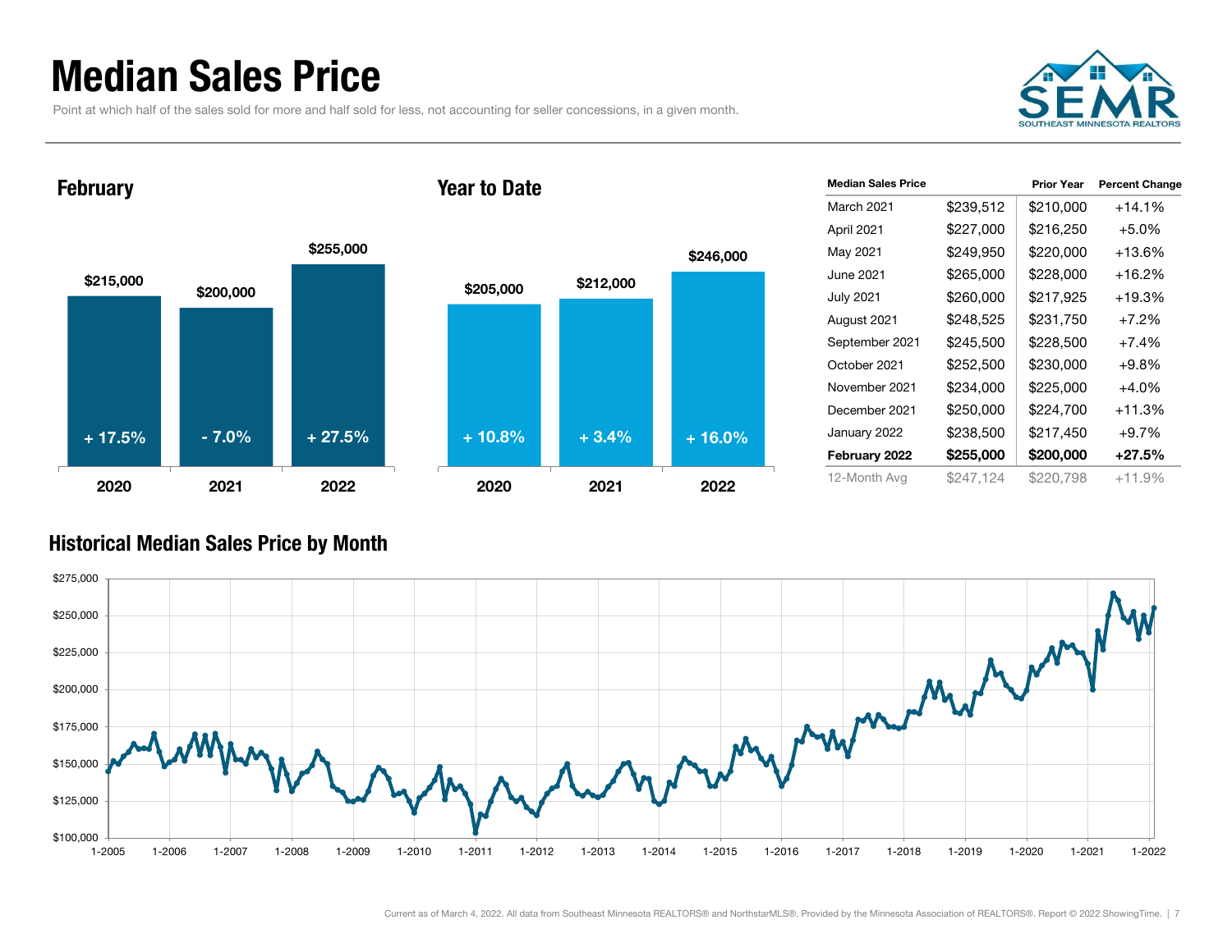# Median Sales Price

Point at which half of the sales sold for more and half sold for less, not accounting for seller concessions, in a given month.

### February

| Year | Median Sales Price | Change |
|---|---|---|
| 2020 | $215,000 | + 17.5% |
| 2021 | $200,000 | - 7.0% |
| 2022 | $255,000 | + 27.5% |

### Year to Date

| Year | Median Sales Price | Change |
|---|---|---|
| 2020 | $205,000 | + 10.8% |
| 2021 | $212,000 | + 3.4% |
| 2022 | $246,000 | + 16.0% |

| Median Sales Price | | Prior Year | Percent Change |
|---|---|---|---|
| March 2021 | $239,512 | $210,000 | +14.1% |
| April 2021 | $227,000 | $216,250 | +5.0% |
| May 2021 | $249,950 | $220,000 | +13.6% |
| June 2021 | $265,000 | $228,000 | +16.2% |
| July 2021 | $260,000 | $217,925 | +19.3% |
| August 2021 | $248,525 | $231,750 | +7.2% |
| September 2021 | $245,500 | $228,500 | +7.4% |
| October 2021 | $252,500 | $230,000 | +9.8% |
| November 2021 | $234,000 | $225,000 | +4.0% |
| December 2021 | $250,000 | $224,700 | +11.3% |
| January 2022 | $238,500 | $217,450 | +9.7% |
| **February 2022** | **$255,000** | **$200,000** | **+27.5%** |
| 12-Month Avg | $247,124 | $220,798 | +11.9% |

### Historical Median Sales Price by Month

Current as of March 4, 2022. All data from Southeast Minnesota REALTORS® and NorthstarMLS®. Provided by the Minnesota Association of REALTORS®. Report © 2022 ShowingTime.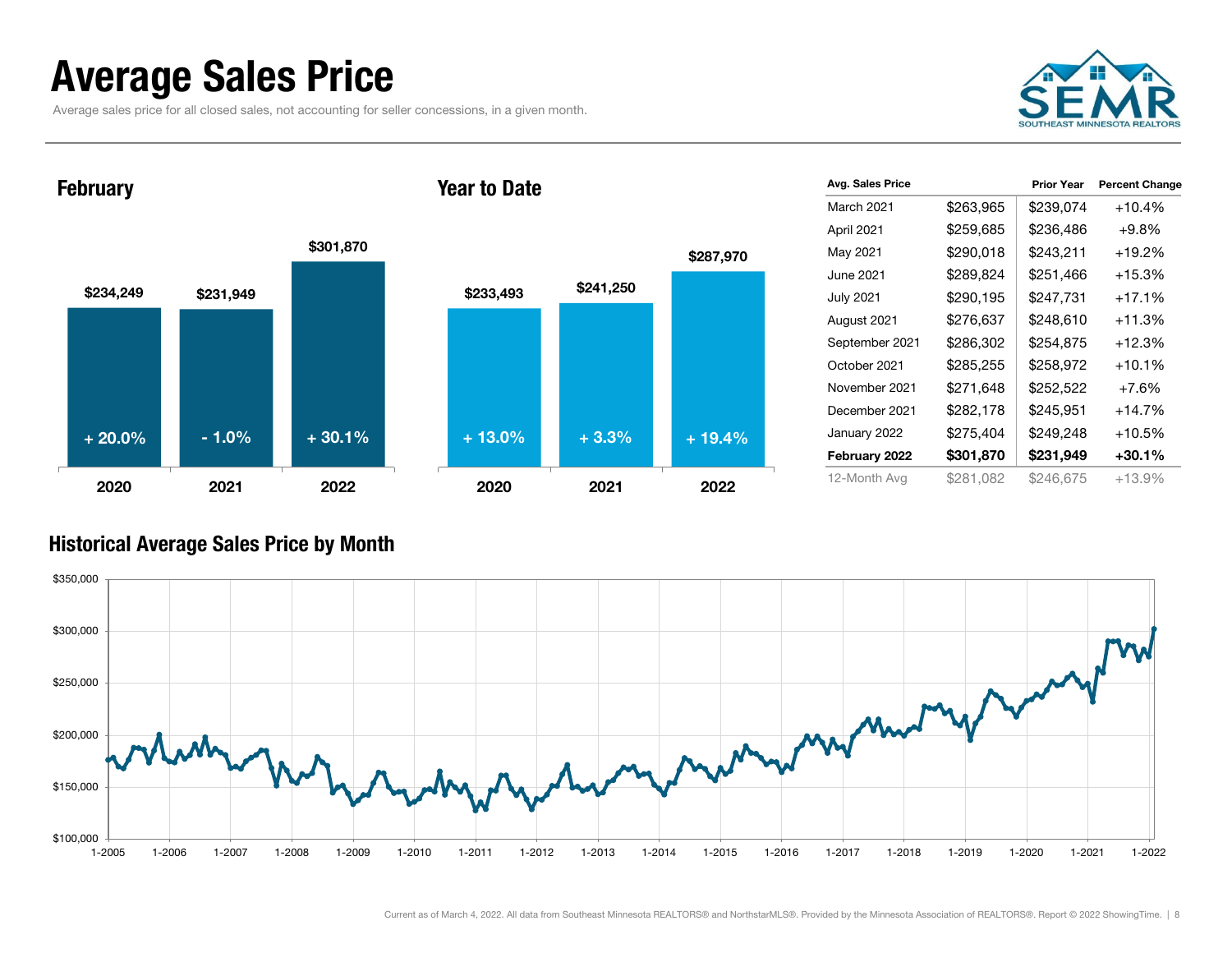# Average Sales Price

Average sales price for all closed sales, not accounting for seller concessions, in a given month.

## February

| Year | Average Sales Price | Change |
|---|---|---|
| 2020 | $234,249 | + 20.0% |
| 2021 | $231,949 | - 1.0% |
| 2022 | $301,870 | + 30.1% |

## Year to Date

| Year | Average Sales Price | Change |
|---|---|---|
| 2020 | $233,493 | + 13.0% |
| 2021 | $241,250 | + 3.3% |
| 2022 | $287,970 | + 19.4% |

| Avg. Sales Price | | Prior Year | Percent Change |
|---|---|---|---|
| March 2021 | $263,965 | $239,074 | +10.4% |
| April 2021 | $259,685 | $236,486 | +9.8% |
| May 2021 | $290,018 | $243,211 | +19.2% |
| June 2021 | $289,824 | $251,466 | +15.3% |
| July 2021 | $290,195 | $247,731 | +17.1% |
| August 2021 | $276,637 | $248,610 | +11.3% |
| September 2021 | $286,302 | $254,875 | +12.3% |
| October 2021 | $285,255 | $258,972 | +10.1% |
| November 2021 | $271,648 | $252,522 | +7.6% |
| December 2021 | $282,178 | $245,951 | +14.7% |
| January 2022 | $275,404 | $249,248 | +10.5% |
| **February 2022** | **$301,870** | **$231,949** | **+30.1%** |
| 12-Month Avg | $281,082 | $246,675 | +13.9% |

## Historical Average Sales Price by Month

Current as of March 4, 2022. All data from Southeast Minnesota REALTORS® and NorthstarMLS®. Provided by the Minnesota Association of REALTORS®. Report © 2022 ShowingTime.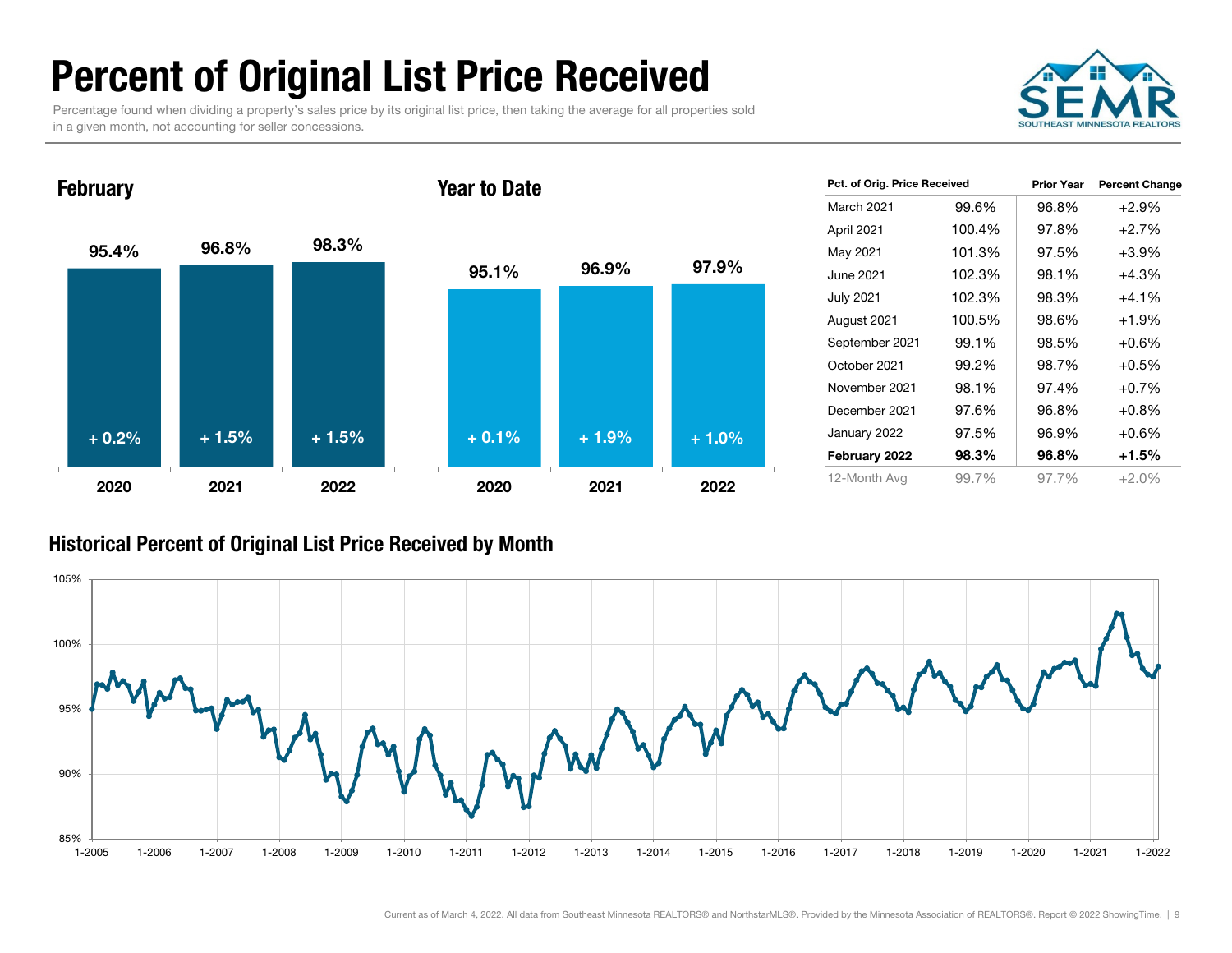# Percent of Original List Price Received

Percentage found when dividing a property's sales price by its original list price, then taking the average for all properties sold in a given month, not accounting for seller concessions.

SEMR
SOUTHEAST MINNESOTA REALTORS

## February

| | 2020 | 2021 | 2022 |
|---|---|---|---|
| Percent | 95.4% | 96.8% | 98.3% |
| Change | + 0.2% | + 1.5% | + 1.5% |

## Year to Date

| | 2020 | 2021 | 2022 |
|---|---|---|---|
| Percent | 95.1% | 96.9% | 97.9% |
| Change | + 0.1% | + 1.9% | + 1.0% |

| Pct. of Orig. Price Received | | Prior Year | Percent Change |
|---|---|---|---|
| March 2021 | 99.6% | 96.8% | +2.9% |
| April 2021 | 100.4% | 97.8% | +2.7% |
| May 2021 | 101.3% | 97.5% | +3.9% |
| June 2021 | 102.3% | 98.1% | +4.3% |
| July 2021 | 102.3% | 98.3% | +4.1% |
| August 2021 | 100.5% | 98.6% | +1.9% |
| September 2021 | 99.1% | 98.5% | +0.6% |
| October 2021 | 99.2% | 98.7% | +0.5% |
| November 2021 | 98.1% | 97.4% | +0.7% |
| December 2021 | 97.6% | 96.8% | +0.8% |
| January 2022 | 97.5% | 96.9% | +0.6% |
| **February 2022** | **98.3%** | **96.8%** | **+1.5%** |
| 12-Month Avg | 99.7% | 97.7% | +2.0% |

## Historical Percent of Original List Price Received by Month

Current as of March 4, 2022. All data from Southeast Minnesota REALTORS® and NorthstarMLS®. Provided by the Minnesota Association of REALTORS®. Report © 2022 ShowingTime.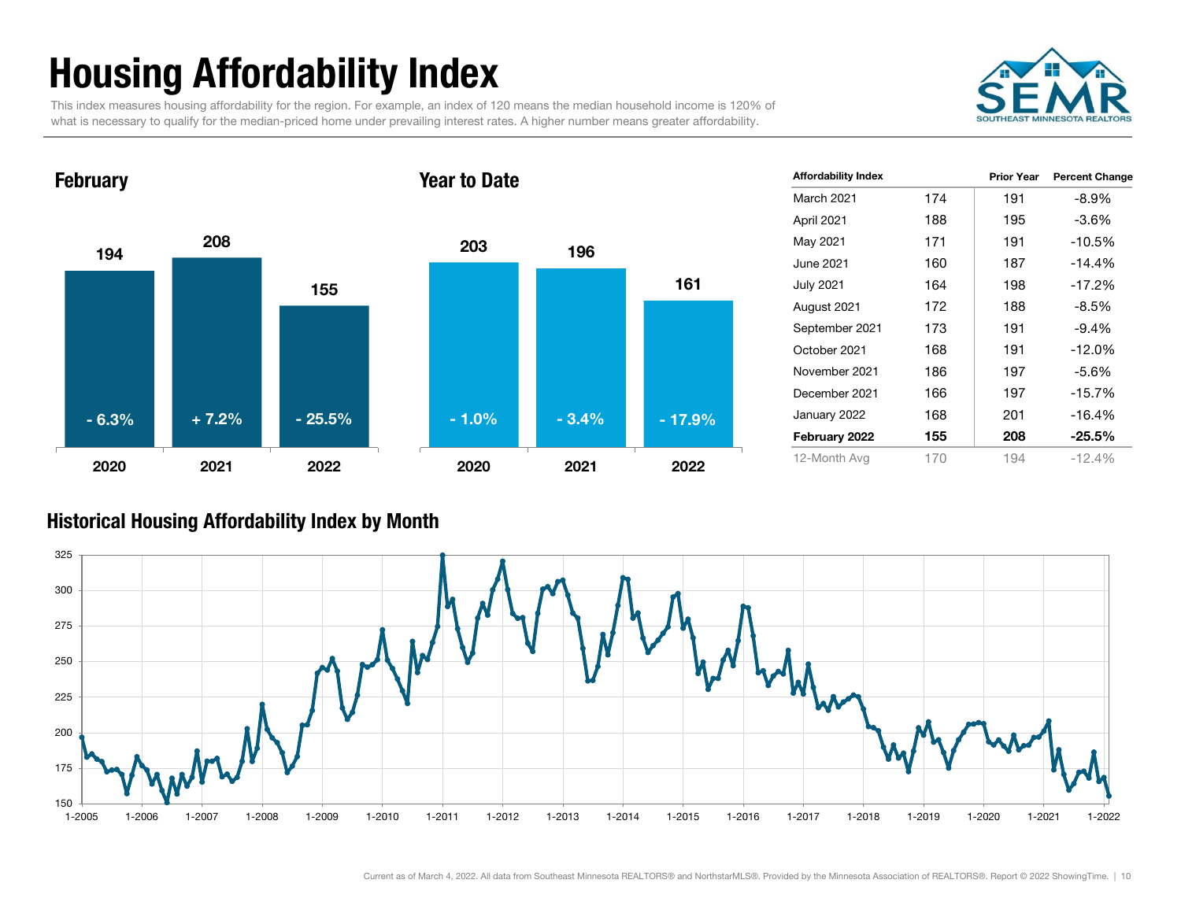# Housing Affordability Index

This index measures housing affordability for the region. For example, an index of 120 means the median household income is 120% of what is necessary to qualify for the median-priced home under prevailing interest rates. A higher number means greater affordability.

### February

| | 2020 | 2021 | 2022 |
|---|---|---|---|
| Index | 194 | 208 | 155 |
| Change | - 6.3% | + 7.2% | - 25.5% |

### Year to Date

| | 2020 | 2021 | 2022 |
|---|---|---|---|
| Index | 203 | 196 | 161 |
| Change | - 1.0% | - 3.4% | - 17.9% |

| Affordability Index | | Prior Year | Percent Change |
|---|---|---|---|
| March 2021 | 174 | 191 | -8.9% |
| April 2021 | 188 | 195 | -3.6% |
| May 2021 | 171 | 191 | -10.5% |
| June 2021 | 160 | 187 | -14.4% |
| July 2021 | 164 | 198 | -17.2% |
| August 2021 | 172 | 188 | -8.5% |
| September 2021 | 173 | 191 | -9.4% |
| October 2021 | 168 | 191 | -12.0% |
| November 2021 | 186 | 197 | -5.6% |
| December 2021 | 166 | 197 | -15.7% |
| January 2022 | 168 | 201 | -16.4% |
| **February 2022** | **155** | **208** | **-25.5%** |
| 12-Month Avg | 170 | 194 | -12.4% |

### Historical Housing Affordability Index by Month

Current as of March 4, 2022. All data from Southeast Minnesota REALTORS® and NorthstarMLS®. Provided by the Minnesota Association of REALTORS®. Report © 2022 ShowingTime.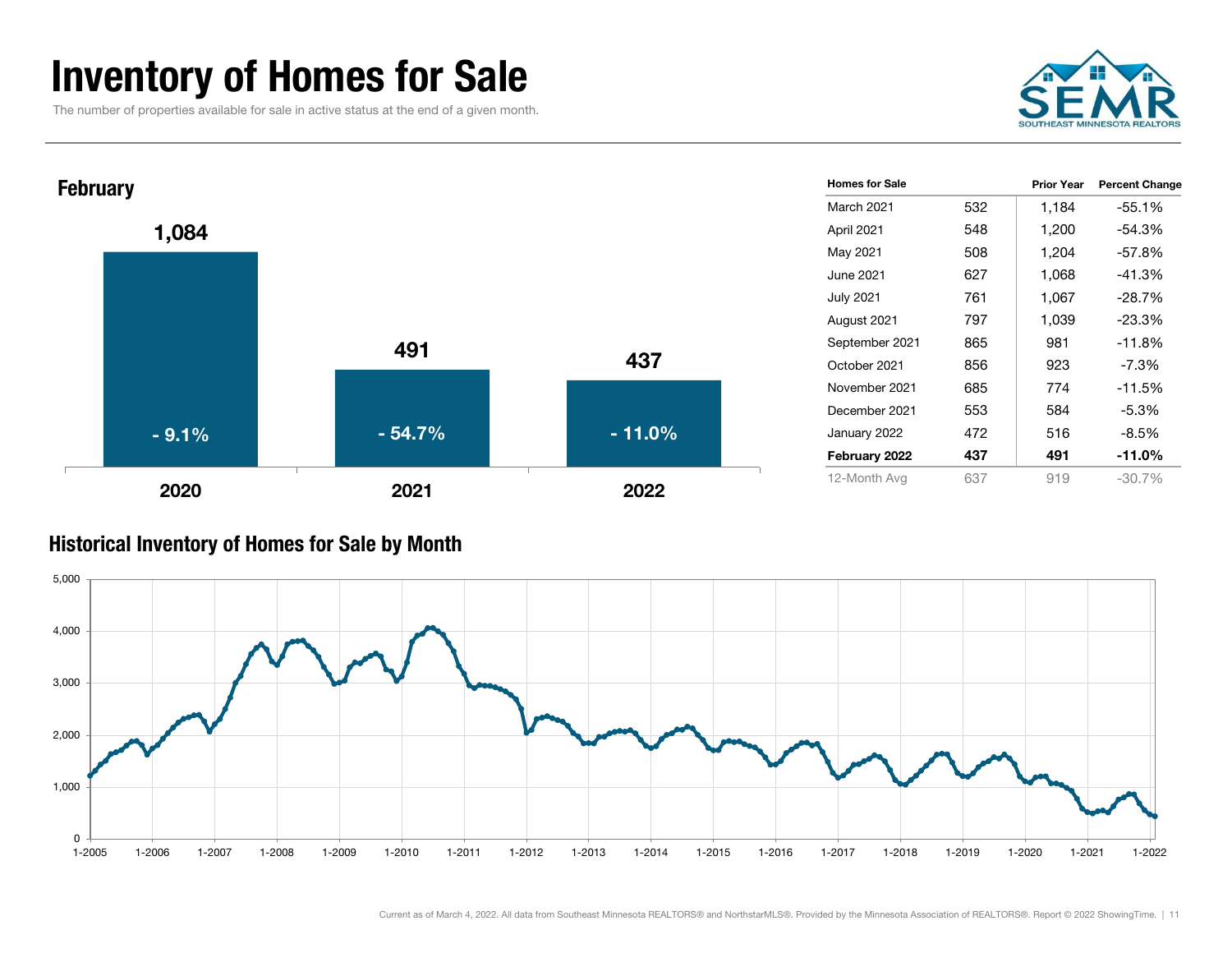# Inventory of Homes for Sale

The number of properties available for sale in active status at the end of a given month.

## February

| Year | Homes for Sale | Percent Change |
|---|---|---|
| 2020 | 1,084 | - 9.1% |
| 2021 | 491 | - 54.7% |
| 2022 | 437 | - 11.0% |

| Homes for Sale | | Prior Year | Percent Change |
|---|---|---|---|
| March 2021 | 532 | 1,184 | -55.1% |
| April 2021 | 548 | 1,200 | -54.3% |
| May 2021 | 508 | 1,204 | -57.8% |
| June 2021 | 627 | 1,068 | -41.3% |
| July 2021 | 761 | 1,067 | -28.7% |
| August 2021 | 797 | 1,039 | -23.3% |
| September 2021 | 865 | 981 | -11.8% |
| October 2021 | 856 | 923 | -7.3% |
| November 2021 | 685 | 774 | -11.5% |
| December 2021 | 553 | 584 | -5.3% |
| January 2022 | 472 | 516 | -8.5% |
| **February 2022** | **437** | **491** | **-11.0%** |
| 12-Month Avg | 637 | 919 | -30.7% |

## Historical Inventory of Homes for Sale by Month

Current as of March 4, 2022. All data from Southeast Minnesota REALTORS® and NorthstarMLS®. Provided by the Minnesota Association of REALTORS®. Report © 2022 ShowingTime.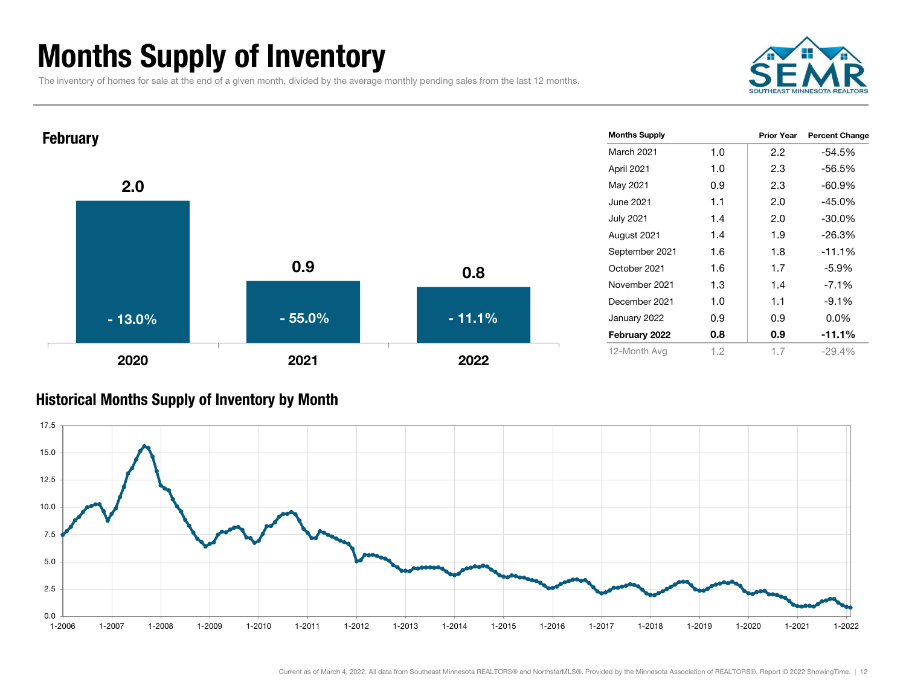# Months Supply of Inventory

The inventory of homes for sale at the end of a given month, divided by the average monthly pending sales from the last 12 months.

## February

| Year | Months Supply | Percent Change |
|---|---|---|
| 2020 | 2.0 | - 13.0% |
| 2021 | 0.9 | - 55.0% |
| 2022 | 0.8 | - 11.1% |

| Months Supply | | Prior Year | Percent Change |
|---|---|---|---|
| March 2021 | 1.0 | 2.2 | -54.5% |
| April 2021 | 1.0 | 2.3 | -56.5% |
| May 2021 | 0.9 | 2.3 | -60.9% |
| June 2021 | 1.1 | 2.0 | -45.0% |
| July 2021 | 1.4 | 2.0 | -30.0% |
| August 2021 | 1.4 | 1.9 | -26.3% |
| September 2021 | 1.6 | 1.8 | -11.1% |
| October 2021 | 1.6 | 1.7 | -5.9% |
| November 2021 | 1.3 | 1.4 | -7.1% |
| December 2021 | 1.0 | 1.1 | -9.1% |
| January 2022 | 0.9 | 0.9 | 0.0% |
| **February 2022** | **0.8** | **0.9** | **-11.1%** |
| 12-Month Avg | 1.2 | 1.7 | -29.4% |

## Historical Months Supply of Inventory by Month

Current as of March 4, 2022. All data from Southeast Minnesota REALTORS® and NorthstarMLS®. Provided by the Minnesota Association of REALTORS®. Report © 2022 ShowingTime.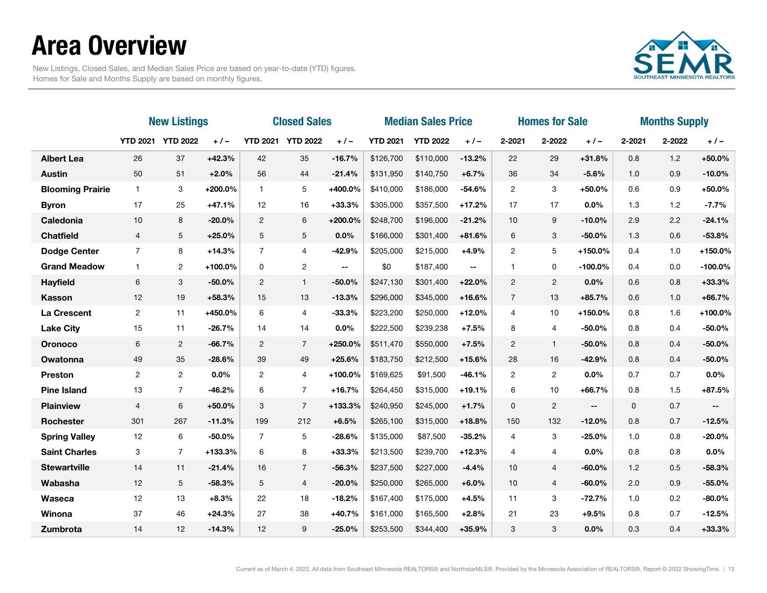# Area Overview

New Listings, Closed Sales, and Median Sales Price are based on year-to-date (YTD) figures.
Homes for Sale and Months Supply are based on monthly figures.

| | New Listings | | | Closed Sales | | | Median Sales Price | | | Homes for Sale | | | Months Supply | | |
|---|---|---|---|---|---|---|---|---|---|---|---|---|---|---|---|
| | YTD 2021 | YTD 2022 | + / – | YTD 2021 | YTD 2022 | + / – | YTD 2021 | YTD 2022 | + / – | 2-2021 | 2-2022 | + / – | 2-2021 | 2-2022 | + / – |
| **Albert Lea** | 26 | 37 | +42.3% | 42 | 35 | -16.7% | $126,700 | $110,000 | -13.2% | 22 | 29 | +31.8% | 0.8 | 1.2 | +50.0% |
| **Austin** | 50 | 51 | +2.0% | 56 | 44 | -21.4% | $131,950 | $140,750 | +6.7% | 36 | 34 | -5.6% | 1.0 | 0.9 | -10.0% |
| **Blooming Prairie** | 1 | 3 | +200.0% | 1 | 5 | +400.0% | $410,000 | $186,000 | -54.6% | 2 | 3 | +50.0% | 0.6 | 0.9 | +50.0% |
| **Byron** | 17 | 25 | +47.1% | 12 | 16 | +33.3% | $305,000 | $357,500 | +17.2% | 17 | 17 | 0.0% | 1.3 | 1.2 | -7.7% |
| **Caledonia** | 10 | 8 | -20.0% | 2 | 6 | +200.0% | $248,700 | $196,000 | -21.2% | 10 | 9 | -10.0% | 2.9 | 2.2 | -24.1% |
| **Chatfield** | 4 | 5 | +25.0% | 5 | 5 | 0.0% | $166,000 | $301,400 | +81.6% | 6 | 3 | -50.0% | 1.3 | 0.6 | -53.8% |
| **Dodge Center** | 7 | 8 | +14.3% | 7 | 4 | -42.9% | $205,000 | $215,000 | +4.9% | 2 | 5 | +150.0% | 0.4 | 1.0 | +150.0% |
| **Grand Meadow** | 1 | 2 | +100.0% | 0 | 2 | -- | $0 | $187,400 | -- | 1 | 0 | -100.0% | 0.4 | 0.0 | -100.0% |
| **Hayfield** | 6 | 3 | -50.0% | 2 | 1 | -50.0% | $247,130 | $301,400 | +22.0% | 2 | 2 | 0.0% | 0.6 | 0.8 | +33.3% |
| **Kasson** | 12 | 19 | +58.3% | 15 | 13 | -13.3% | $296,000 | $345,000 | +16.6% | 7 | 13 | +85.7% | 0.6 | 1.0 | +66.7% |
| **La Crescent** | 2 | 11 | +450.0% | 6 | 4 | -33.3% | $223,200 | $250,000 | +12.0% | 4 | 10 | +150.0% | 0.8 | 1.6 | +100.0% |
| **Lake City** | 15 | 11 | -26.7% | 14 | 14 | 0.0% | $222,500 | $239,238 | +7.5% | 8 | 4 | -50.0% | 0.8 | 0.4 | -50.0% |
| **Oronoco** | 6 | 2 | -66.7% | 2 | 7 | +250.0% | $511,470 | $550,000 | +7.5% | 2 | 1 | -50.0% | 0.8 | 0.4 | -50.0% |
| **Owatonna** | 49 | 35 | -28.6% | 39 | 49 | +25.6% | $183,750 | $212,500 | +15.6% | 28 | 16 | -42.9% | 0.8 | 0.4 | -50.0% |
| **Preston** | 2 | 2 | 0.0% | 2 | 4 | +100.0% | $169,625 | $91,500 | -46.1% | 2 | 2 | 0.0% | 0.7 | 0.7 | 0.0% |
| **Pine Island** | 13 | 7 | -46.2% | 6 | 7 | +16.7% | $264,450 | $315,000 | +19.1% | 6 | 10 | +66.7% | 0.8 | 1.5 | +87.5% |
| **Plainview** | 4 | 6 | +50.0% | 3 | 7 | +133.3% | $240,950 | $245,000 | +1.7% | 0 | 2 | -- | 0 | 0.7 | -- |
| **Rochester** | 301 | 267 | -11.3% | 199 | 212 | +6.5% | $265,100 | $315,000 | +18.8% | 150 | 132 | -12.0% | 0.8 | 0.7 | -12.5% |
| **Spring Valley** | 12 | 6 | -50.0% | 7 | 5 | -28.6% | $135,000 | $87,500 | -35.2% | 4 | 3 | -25.0% | 1.0 | 0.8 | -20.0% |
| **Saint Charles** | 3 | 7 | +133.3% | 6 | 8 | +33.3% | $213,500 | $239,700 | +12.3% | 4 | 4 | 0.0% | 0.8 | 0.8 | 0.0% |
| **Stewartville** | 14 | 11 | -21.4% | 16 | 7 | -56.3% | $237,500 | $227,000 | -4.4% | 10 | 4 | -60.0% | 1.2 | 0.5 | -58.3% |
| **Wabasha** | 12 | 5 | -58.3% | 5 | 4 | -20.0% | $250,000 | $265,000 | +6.0% | 10 | 4 | -60.0% | 2.0 | 0.9 | -55.0% |
| **Waseca** | 12 | 13 | +8.3% | 22 | 18 | -18.2% | $167,400 | $175,000 | +4.5% | 11 | 3 | -72.7% | 1.0 | 0.2 | -80.0% |
| **Winona** | 37 | 46 | +24.3% | 27 | 38 | +40.7% | $161,000 | $165,500 | +2.8% | 21 | 23 | +9.5% | 0.8 | 0.7 | -12.5% |
| **Zumbrota** | 14 | 12 | -14.3% | 12 | 9 | -25.0% | $253,500 | $344,400 | +35.9% | 3 | 3 | 0.0% | 0.3 | 0.4 | +33.3% |

Current as of March 4, 2022. All data from Southeast Minnesota REALTORS® and NorthstarMLS®. Provided by the Minnesota Association of REALTORS®. Report © 2022 ShowingTime.